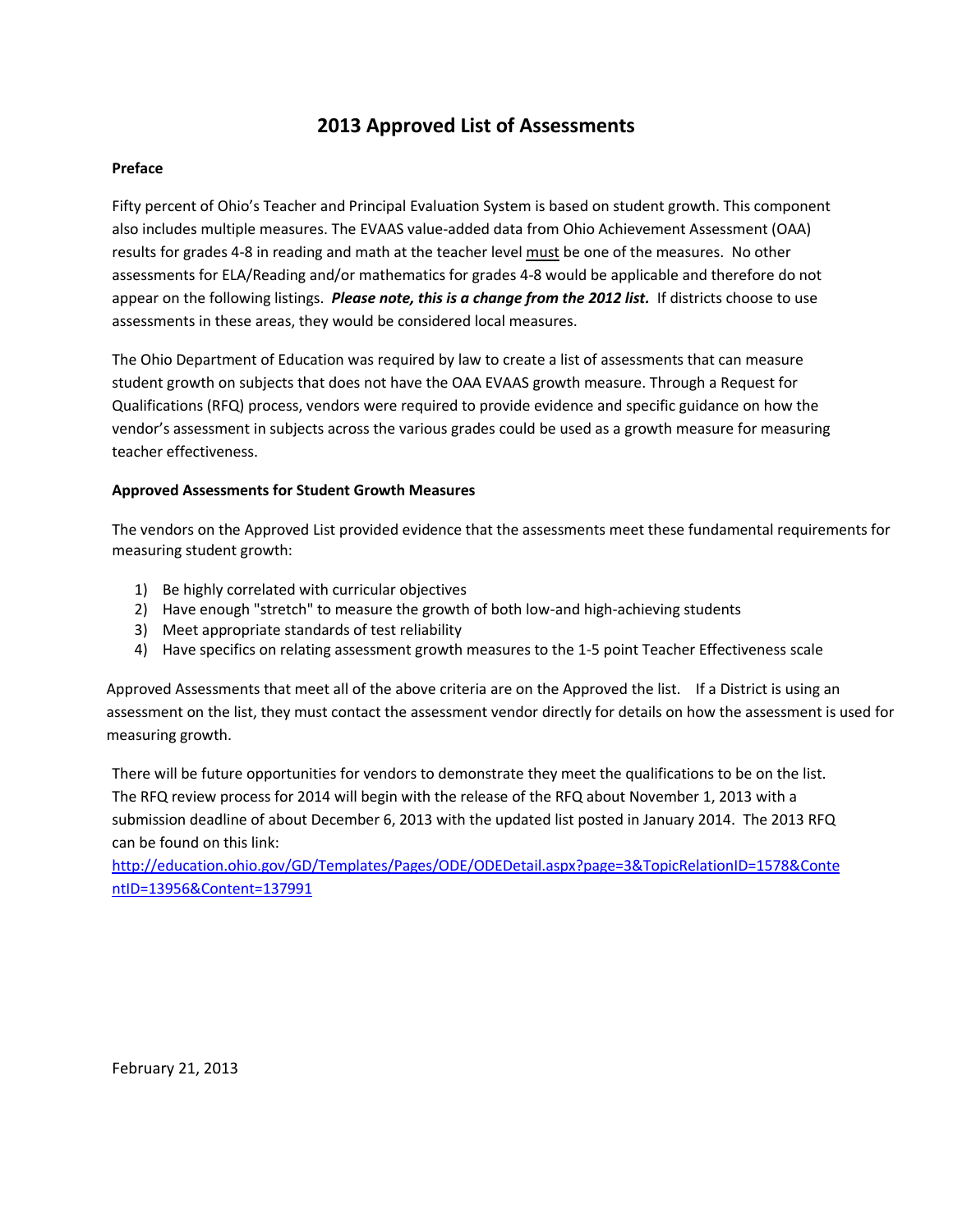# 2013 Approved List of Assessments

**Preface**

Fifty percent of Ohio's Teacher and Principal Evaluation System is based on student growth. This component also includes multiple measures. The EVAAS value-added data from Ohio Achievement Assessment (OAA) results for grades 4-8 in reading and math at the teacher level must be one of the measures. No other assessments for ELA/Reading and/or mathematics for grades 4-8 would be applicable and therefore do not appear on the following listings. ***Please note, this is a change from the 2012 list.*** If districts choose to use assessments in these areas, they would be considered local measures.

The Ohio Department of Education was required by law to create a list of assessments that can measure student growth on subjects that does not have the OAA EVAAS growth measure. Through a Request for Qualifications (RFQ) process, vendors were required to provide evidence and specific guidance on how the vendor's assessment in subjects across the various grades could be used as a growth measure for measuring teacher effectiveness.

**Approved Assessments for Student Growth Measures**

The vendors on the Approved List provided evidence that the assessments meet these fundamental requirements for measuring student growth:

1) Be highly correlated with curricular objectives
2) Have enough "stretch" to measure the growth of both low-and high-achieving students
3) Meet appropriate standards of test reliability
4) Have specifics on relating assessment growth measures to the 1-5 point Teacher Effectiveness scale

Approved Assessments that meet all of the above criteria are on the Approved the list. If a District is using an assessment on the list, they must contact the assessment vendor directly for details on how the assessment is used for measuring growth.

There will be future opportunities for vendors to demonstrate they meet the qualifications to be on the list. The RFQ review process for 2014 will begin with the release of the RFQ about November 1, 2013 with a submission deadline of about December 6, 2013 with the updated list posted in January 2014. The 2013 RFQ can be found on this link:
http://education.ohio.gov/GD/Templates/Pages/ODE/ODEDetail.aspx?page=3&TopicRelationID=1578&ContentID=13956&Content=137991

February 21, 2013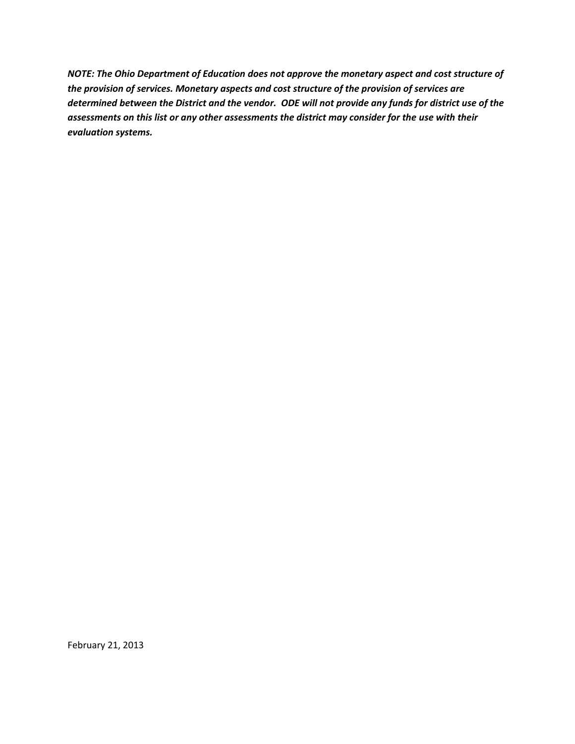***NOTE: The Ohio Department of Education does not approve the monetary aspect and cost structure of the provision of services. Monetary aspects and cost structure of the provision of services are determined between the District and the vendor. ODE will not provide any funds for district use of the assessments on this list or any other assessments the district may consider for the use with their evaluation systems.***

February 21, 2013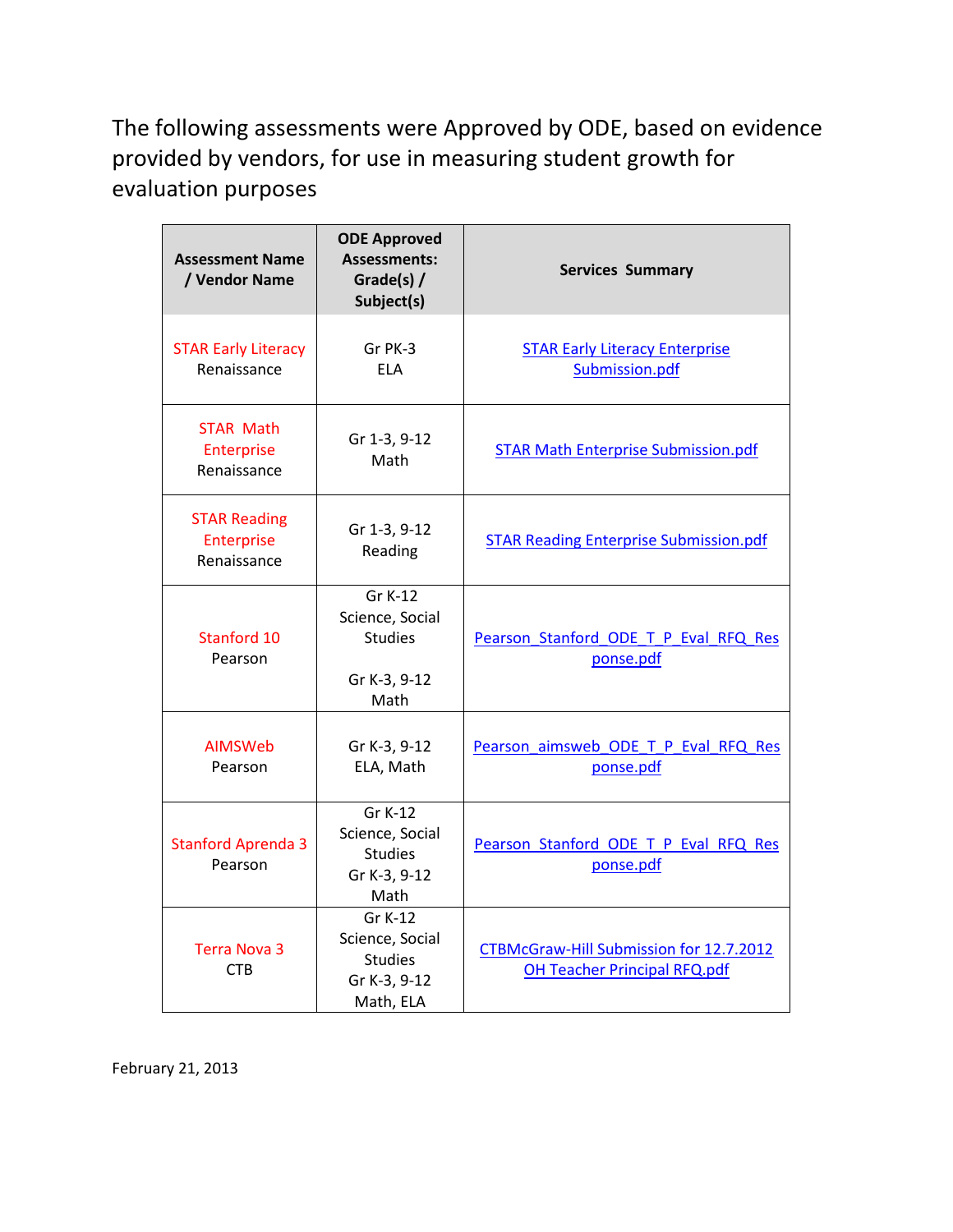The following assessments were Approved by ODE, based on evidence provided by vendors, for use in measuring student growth for evaluation purposes

| Assessment Name / Vendor Name | ODE Approved Assessments: Grade(s) / Subject(s) | Services Summary |
|---|---|---|
| STAR Early Literacy<br>Renaissance | Gr PK-3<br>ELA | STAR Early Literacy Enterprise Submission.pdf |
| STAR Math Enterprise<br>Renaissance | Gr 1-3, 9-12<br>Math | STAR Math Enterprise Submission.pdf |
| STAR Reading Enterprise<br>Renaissance | Gr 1-3, 9-12<br>Reading | STAR Reading Enterprise Submission.pdf |
| Stanford 10<br>Pearson | Gr K-12<br>Science, Social Studies<br><br>Gr K-3, 9-12<br>Math | Pearson_Stanford_ODE_T_P_Eval_RFQ_Response.pdf |
| AIMSWeb<br>Pearson | Gr K-3, 9-12<br>ELA, Math | Pearson_aimsweb_ODE_T_P_Eval_RFQ_Response.pdf |
| Stanford Aprenda 3<br>Pearson | Gr K-12<br>Science, Social Studies<br>Gr K-3, 9-12<br>Math | Pearson_Stanford_ODE_T_P_Eval_RFQ_Response.pdf |
| Terra Nova 3<br>CTB | Gr K-12<br>Science, Social Studies<br>Gr K-3, 9-12<br>Math, ELA | CTBMcGraw-Hill Submission for 12.7.2012 OH Teacher Principal RFQ.pdf |

February 21, 2013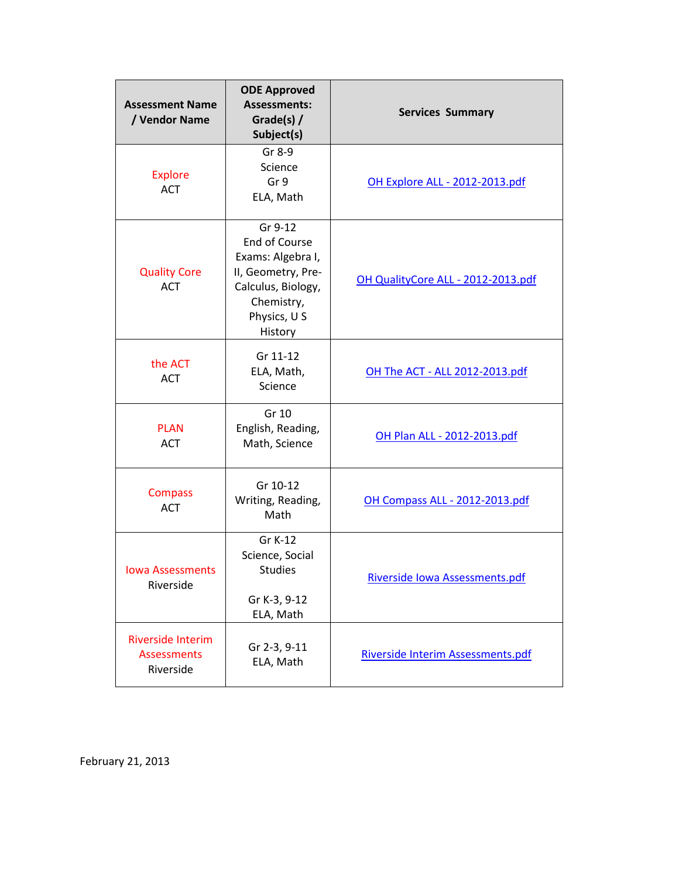| Assessment Name / Vendor Name | ODE Approved Assessments: Grade(s) / Subject(s) | Services Summary |
|---|---|---|
| Explore<br>ACT | Gr 8-9<br>Science<br>Gr 9<br>ELA, Math | OH Explore ALL - 2012-2013.pdf |
| Quality Core<br>ACT | Gr 9-12<br>End of Course Exams: Algebra I, II, Geometry, Pre-Calculus, Biology, Chemistry, Physics, U S History | OH QualityCore ALL - 2012-2013.pdf |
| the ACT<br>ACT | Gr 11-12<br>ELA, Math, Science | OH The ACT - ALL 2012-2013.pdf |
| PLAN<br>ACT | Gr 10<br>English, Reading, Math, Science | OH Plan ALL - 2012-2013.pdf |
| Compass<br>ACT | Gr 10-12<br>Writing, Reading, Math | OH Compass ALL - 2012-2013.pdf |
| Iowa Assessments<br>Riverside | Gr K-12<br>Science, Social Studies<br><br>Gr K-3, 9-12<br>ELA, Math | Riverside Iowa Assessments.pdf |
| Riverside Interim Assessments<br>Riverside | Gr 2-3, 9-11<br>ELA, Math | Riverside Interim Assessments.pdf |

February 21, 2013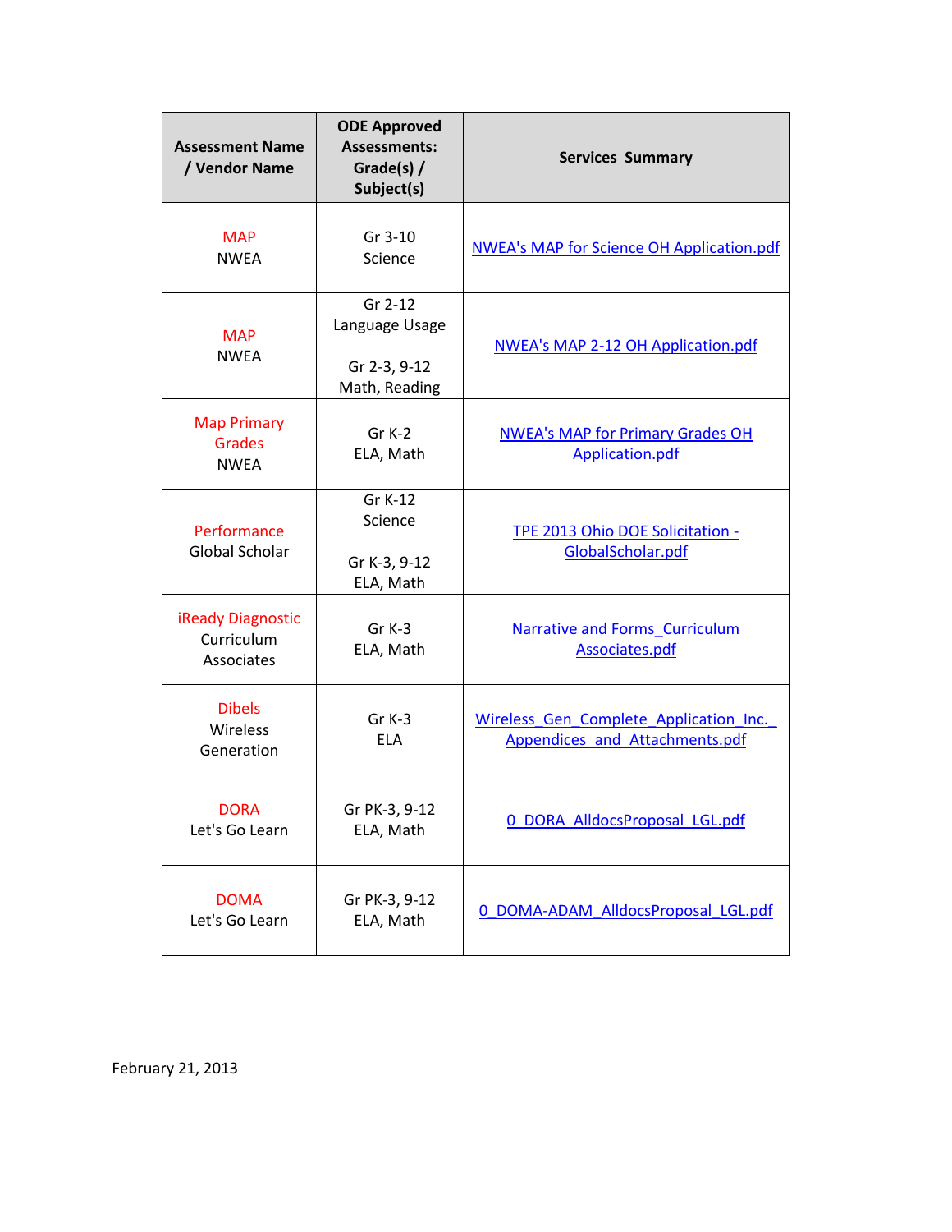| Assessment Name / Vendor Name | ODE Approved Assessments: Grade(s) / Subject(s) | Services Summary |
|---|---|---|
| MAP NWEA | Gr 3-10 Science | NWEA's MAP for Science OH Application.pdf |
| MAP NWEA | Gr 2-12 Language Usage<br><br>Gr 2-3, 9-12 Math, Reading | NWEA's MAP 2-12 OH Application.pdf |
| Map Primary Grades NWEA | Gr K-2 ELA, Math | NWEA's MAP for Primary Grades OH Application.pdf |
| Performance Global Scholar | Gr K-12 Science<br><br>Gr K-3, 9-12 ELA, Math | TPE 2013 Ohio DOE Solicitation - GlobalScholar.pdf |
| iReady Diagnostic Curriculum Associates | Gr K-3 ELA, Math | Narrative and Forms_Curriculum Associates.pdf |
| Dibels Wireless Generation | Gr K-3 ELA | Wireless_Gen_Complete_Application_Inc._Appendices_and_Attachments.pdf |
| DORA Let's Go Learn | Gr PK-3, 9-12 ELA, Math | 0_DORA_AlldocsProposal_LGL.pdf |
| DOMA Let's Go Learn | Gr PK-3, 9-12 ELA, Math | 0_DOMA-ADAM_AlldocsProposal_LGL.pdf |

February 21, 2013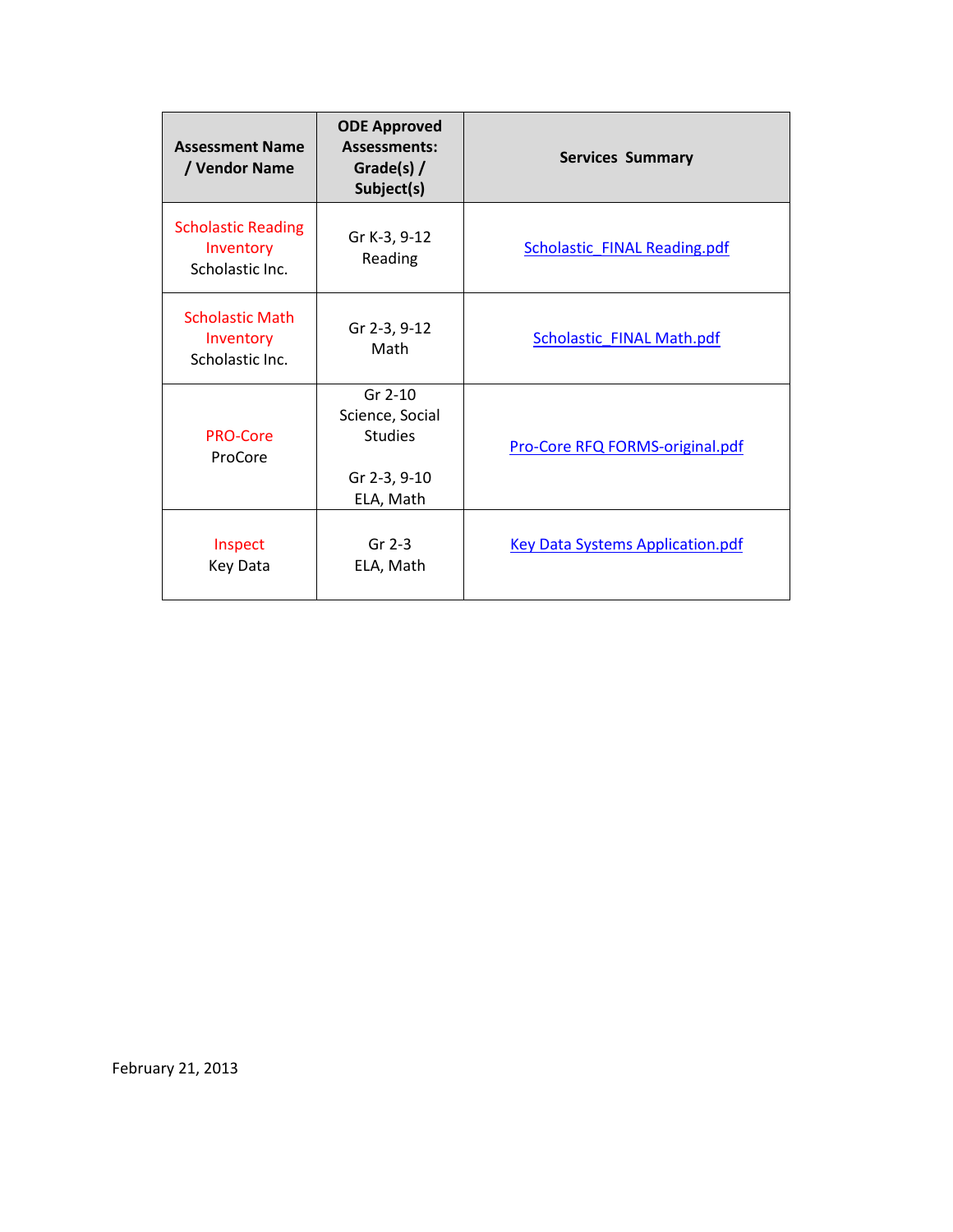| Assessment Name / Vendor Name | ODE Approved Assessments: Grade(s) / Subject(s) | Services Summary |
|---|---|---|
| Scholastic Reading Inventory<br>Scholastic Inc. | Gr K-3, 9-12<br>Reading | Scholastic_FINAL Reading.pdf |
| Scholastic Math Inventory<br>Scholastic Inc. | Gr 2-3, 9-12<br>Math | Scholastic_FINAL Math.pdf |
| PRO-Core<br>ProCore | Gr 2-10<br>Science, Social Studies<br><br>Gr 2-3, 9-10<br>ELA, Math | Pro-Core RFQ FORMS-original.pdf |
| Inspect<br>Key Data | Gr 2-3<br>ELA, Math | Key Data Systems Application.pdf |

February 21, 2013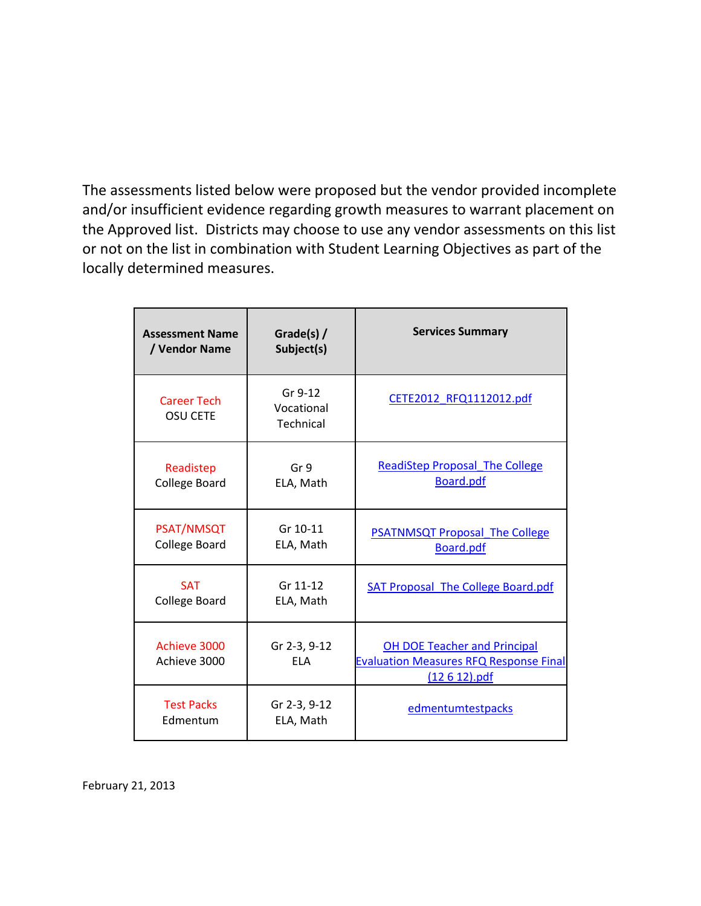The assessments listed below were proposed but the vendor provided incomplete and/or insufficient evidence regarding growth measures to warrant placement on the Approved list. Districts may choose to use any vendor assessments on this list or not on the list in combination with Student Learning Objectives as part of the locally determined measures.

| Assessment Name / Vendor Name | Grade(s) / Subject(s) | Services Summary |
| --- | --- | --- |
| Career Tech<br>OSU CETE | Gr 9-12<br>Vocational<br>Technical | CETE2012_RFQ1112012.pdf |
| Readistep<br>College Board | Gr 9<br>ELA, Math | ReadiStep Proposal_The College Board.pdf |
| PSAT/NMSQT<br>College Board | Gr 10-11<br>ELA, Math | PSATNMSQT Proposal_The College Board.pdf |
| SAT<br>College Board | Gr 11-12<br>ELA, Math | SAT Proposal_The College Board.pdf |
| Achieve 3000<br>Achieve 3000 | Gr 2-3, 9-12<br>ELA | OH DOE Teacher and Principal Evaluation Measures RFQ Response Final (12 6 12).pdf |
| Test Packs<br>Edmentum | Gr 2-3, 9-12<br>ELA, Math | edmentumtestpacks |

February 21, 2013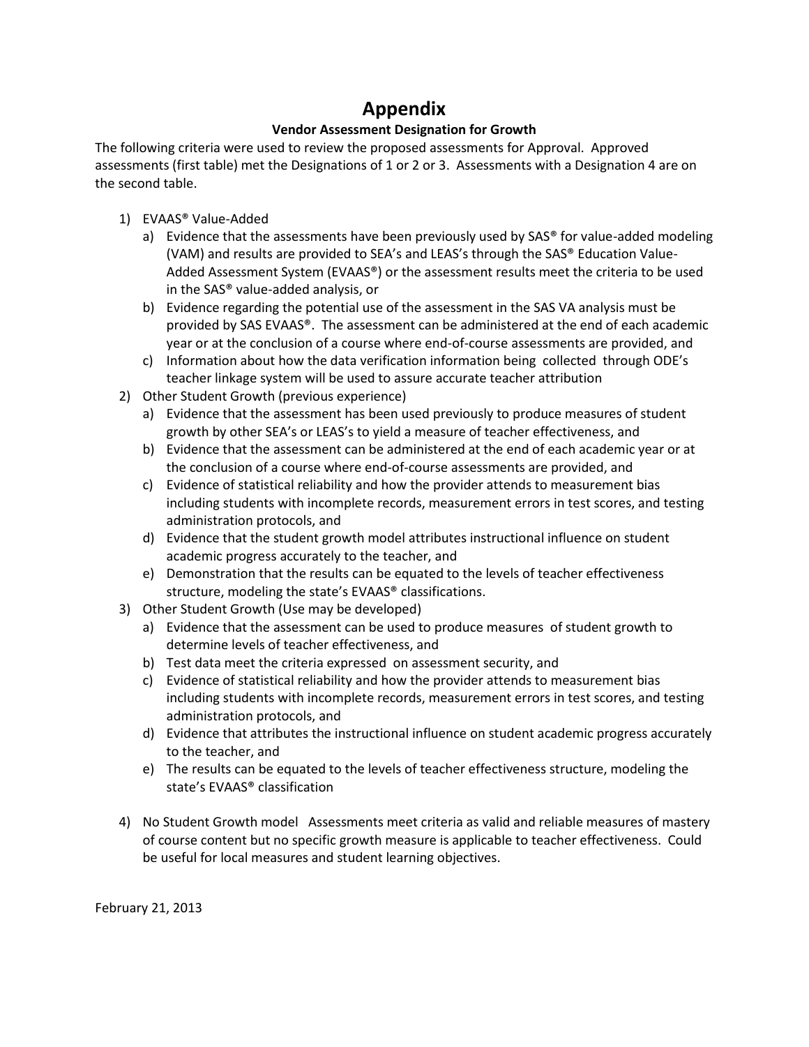# Appendix

**Vendor Assessment Designation for Growth**

The following criteria were used to review the proposed assessments for Approval. Approved assessments (first table) met the Designations of 1 or 2 or 3. Assessments with a Designation 4 are on the second table.

1) EVAAS® Value-Added
   a) Evidence that the assessments have been previously used by SAS® for value-added modeling (VAM) and results are provided to SEA's and LEAS's through the SAS® Education Value-Added Assessment System (EVAAS®) or the assessment results meet the criteria to be used in the SAS® value-added analysis, or
   b) Evidence regarding the potential use of the assessment in the SAS VA analysis must be provided by SAS EVAAS®. The assessment can be administered at the end of each academic year or at the conclusion of a course where end-of-course assessments are provided, and
   c) Information about how the data verification information being collected through ODE's teacher linkage system will be used to assure accurate teacher attribution
2) Other Student Growth (previous experience)
   a) Evidence that the assessment has been used previously to produce measures of student growth by other SEA's or LEAS's to yield a measure of teacher effectiveness, and
   b) Evidence that the assessment can be administered at the end of each academic year or at the conclusion of a course where end-of-course assessments are provided, and
   c) Evidence of statistical reliability and how the provider attends to measurement bias including students with incomplete records, measurement errors in test scores, and testing administration protocols, and
   d) Evidence that the student growth model attributes instructional influence on student academic progress accurately to the teacher, and
   e) Demonstration that the results can be equated to the levels of teacher effectiveness structure, modeling the state's EVAAS® classifications.
3) Other Student Growth (Use may be developed)
   a) Evidence that the assessment can be used to produce measures of student growth to determine levels of teacher effectiveness, and
   b) Test data meet the criteria expressed on assessment security, and
   c) Evidence of statistical reliability and how the provider attends to measurement bias including students with incomplete records, measurement errors in test scores, and testing administration protocols, and
   d) Evidence that attributes the instructional influence on student academic progress accurately to the teacher, and
   e) The results can be equated to the levels of teacher effectiveness structure, modeling the state's EVAAS® classification

4) No Student Growth model Assessments meet criteria as valid and reliable measures of mastery of course content but no specific growth measure is applicable to teacher effectiveness. Could be useful for local measures and student learning objectives.

February 21, 2013